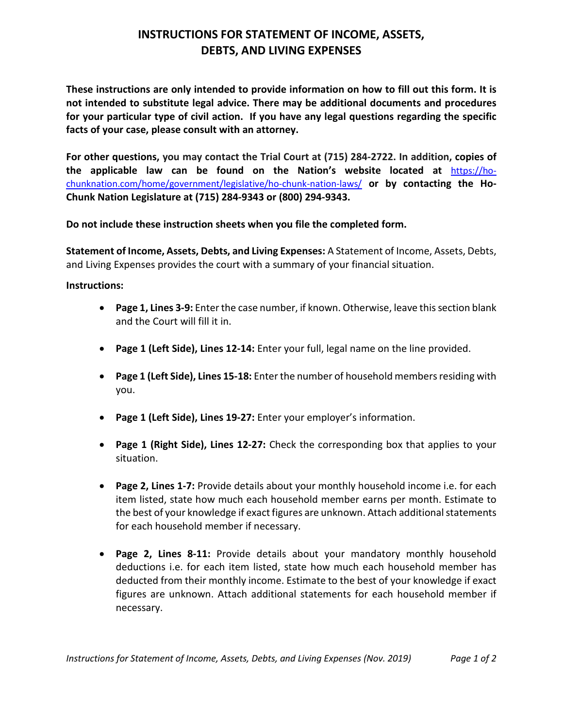# INSTRUCTIONS FOR STATEMENT OF INCOME, ASSETS, DEBTS, AND LIVING EXPENSES

**These instructions are only intended to provide information on how to fill out this form. It is not intended to substitute legal advice. There may be additional documents and procedures for your particular type of civil action. If you have any legal questions regarding the specific facts of your case, please consult with an attorney.**

**For other questions, you may contact the Trial Court at (715) 284-2722. In addition, copies of the applicable law can be found on the Nation's website located at** [https://ho-chunknation.com/home/government/legislative/ho-chunk-nation-laws/](https://ho-chunknation.com/home/government/legislative/ho-chunk-nation-laws/) **or by contacting the Ho-Chunk Nation Legislature at (715) 284-9343 or (800) 294-9343.**

**Do not include these instruction sheets when you file the completed form.**

**Statement of Income, Assets, Debts, and Living Expenses:** A Statement of Income, Assets, Debts, and Living Expenses provides the court with a summary of your financial situation.

**Instructions:**

- **Page 1, Lines 3-9:** Enter the case number, if known. Otherwise, leave this section blank and the Court will fill it in.
- **Page 1 (Left Side), Lines 12-14:** Enter your full, legal name on the line provided.
- **Page 1 (Left Side), Lines 15-18:** Enter the number of household members residing with you.
- **Page 1 (Left Side), Lines 19-27:** Enter your employer's information.
- **Page 1 (Right Side), Lines 12-27:** Check the corresponding box that applies to your situation.
- **Page 2, Lines 1-7:** Provide details about your monthly household income i.e. for each item listed, state how much each household member earns per month. Estimate to the best of your knowledge if exact figures are unknown. Attach additional statements for each household member if necessary.
- **Page 2, Lines 8-11:** Provide details about your mandatory monthly household deductions i.e. for each item listed, state how much each household member has deducted from their monthly income. Estimate to the best of your knowledge if exact figures are unknown. Attach additional statements for each household member if necessary.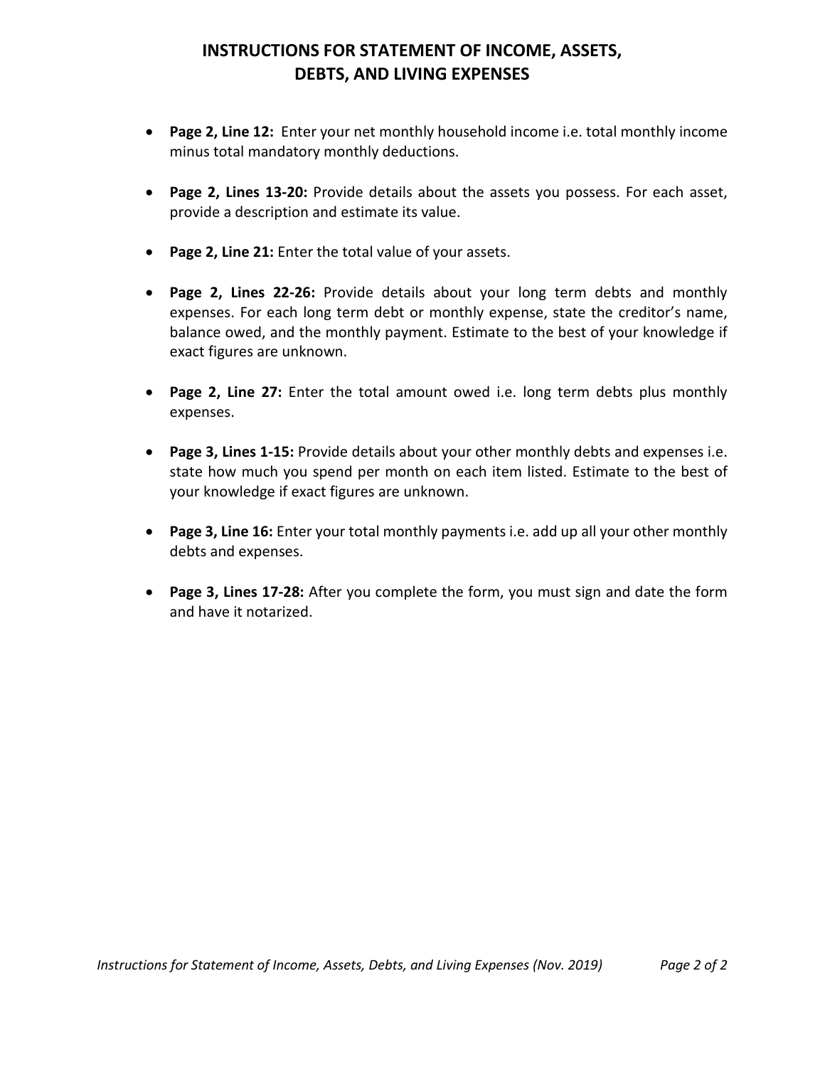# INSTRUCTIONS FOR STATEMENT OF INCOME, ASSETS, DEBTS, AND LIVING EXPENSES

- **Page 2, Line 12:** Enter your net monthly household income i.e. total monthly income minus total mandatory monthly deductions.

- **Page 2, Lines 13-20:** Provide details about the assets you possess. For each asset, provide a description and estimate its value.

- **Page 2, Line 21:** Enter the total value of your assets.

- **Page 2, Lines 22-26:** Provide details about your long term debts and monthly expenses. For each long term debt or monthly expense, state the creditor's name, balance owed, and the monthly payment. Estimate to the best of your knowledge if exact figures are unknown.

- **Page 2, Line 27:** Enter the total amount owed i.e. long term debts plus monthly expenses.

- **Page 3, Lines 1-15:** Provide details about your other monthly debts and expenses i.e. state how much you spend per month on each item listed. Estimate to the best of your knowledge if exact figures are unknown.

- **Page 3, Line 16:** Enter your total monthly payments i.e. add up all your other monthly debts and expenses.

- **Page 3, Lines 17-28:** After you complete the form, you must sign and date the form and have it notarized.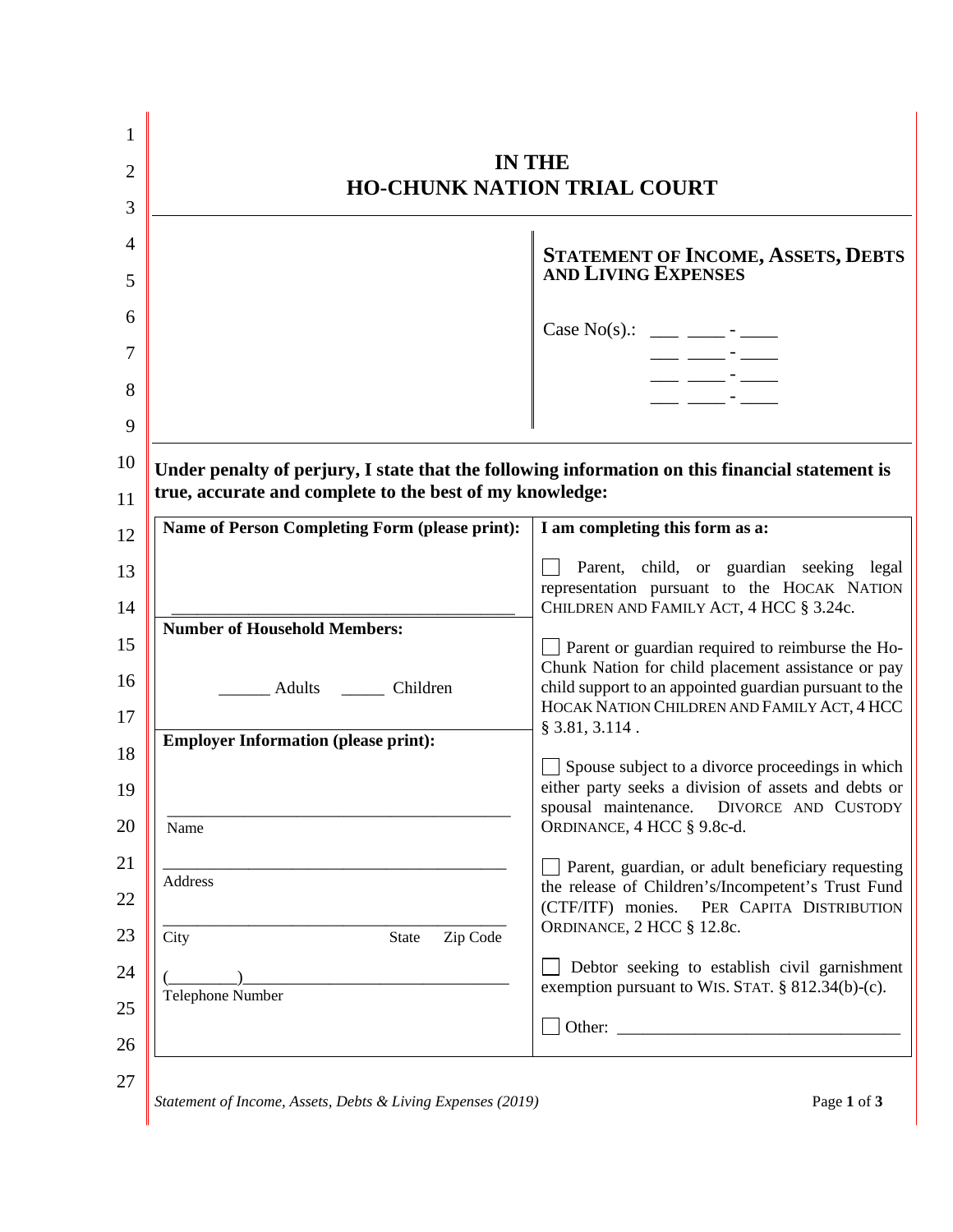# IN THE
# HO-CHUNK NATION TRIAL COURT

## STATEMENT OF INCOME, ASSETS, DEBTS AND LIVING EXPENSES

Case No(s).: ___ ____ - ____
___ ____ - ____
___ ____ - ____
___ ____ - ____

**Under penalty of perjury, I state that the following information on this financial statement is true, accurate and complete to the best of my knowledge:**

| **Name of Person Completing Form (please print):** | **I am completing this form as a:** |
|---|---|
| ______________________________________ | ☐ Parent, child, or guardian seeking legal representation pursuant to the HOCAK NATION CHILDREN AND FAMILY ACT, 4 HCC § 3.24c. |
| **Number of Household Members:** ______ Adults _____ Children | ☐ Parent or guardian required to reimburse the Ho-Chunk Nation for child placement assistance or pay child support to an appointed guardian pursuant to the HOCAK NATION CHILDREN AND FAMILY ACT, 4 HCC § 3.81, 3.114 . |
| **Employer Information (please print):** ______________________________________ Name | ☐ Spouse subject to a divorce proceedings in which either party seeks a division of assets and debts or spousal maintenance. DIVORCE AND CUSTODY ORDINANCE, 4 HCC § 9.8c-d. |
| ______________________________________ Address ______________________________________ City State Zip Code | ☐ Parent, guardian, or adult beneficiary requesting the release of Children's/Incompetent's Trust Fund (CTF/ITF) monies. PER CAPITA DISTRIBUTION ORDINANCE, 2 HCC § 12.8c. |
| (________)______________________________ Telephone Number | ☐ Debtor seeking to establish civil garnishment exemption pursuant to WIS. STAT. § 812.34(b)-(c). ☐ Other: _________________________________ |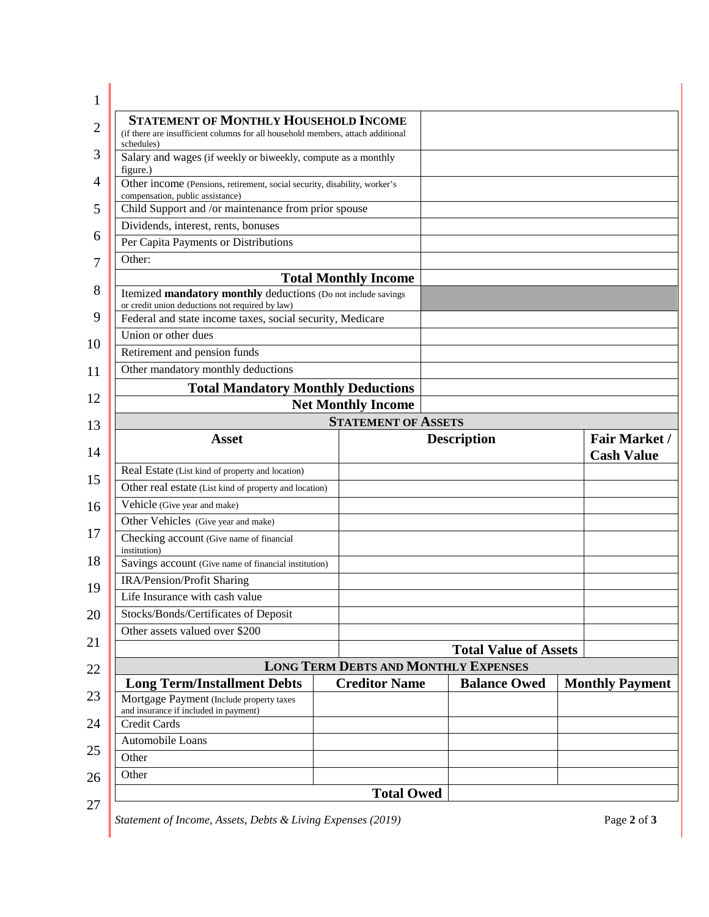| **STATEMENT OF MONTHLY HOUSEHOLD INCOME** (if there are insufficient columns for all household members, attach additional schedules) | |
|---|---|
| Salary and wages (if weekly or biweekly, compute as a monthly figure.) | |
| Other income (Pensions, retirement, social security, disability, worker's compensation, public assistance) | |
| Child Support and /or maintenance from prior spouse | |
| Dividends, interest, rents, bonuses | |
| Per Capita Payments or Distributions | |
| Other: | |
| **Total Monthly Income** | |
| Itemized **mandatory monthly** deductions (Do not include savings or credit union deductions not required by law) | |
| Federal and state income taxes, social security, Medicare | |
| Union or other dues | |
| Retirement and pension funds | |
| Other mandatory monthly deductions | |
| **Total Mandatory Monthly Deductions** | |
| **Net Monthly Income** | |

**STATEMENT OF ASSETS**

| Asset | Description | Fair Market / Cash Value |
|---|---|---|
| Real Estate (List kind of property and location) | | |
| Other real estate (List kind of property and location) | | |
| Vehicle (Give year and make) | | |
| Other Vehicles (Give year and make) | | |
| Checking account (Give name of financial institution) | | |
| Savings account (Give name of financial institution) | | |
| IRA/Pension/Profit Sharing | | |
| Life Insurance with cash value | | |
| Stocks/Bonds/Certificates of Deposit | | |
| Other assets valued over $200 | | |
| | **Total Value of Assets** | |

**LONG TERM DEBTS AND MONTHLY EXPENSES**

| Long Term/Installment Debts | Creditor Name | Balance Owed | Monthly Payment |
|---|---|---|---|
| Mortgage Payment (Include property taxes and insurance if included in payment) | | | |
| Credit Cards | | | |
| Automobile Loans | | | |
| Other | | | |
| Other | | | |
| | **Total Owed** | | |

*Statement of Income, Assets, Debts & Living Expenses (2019)*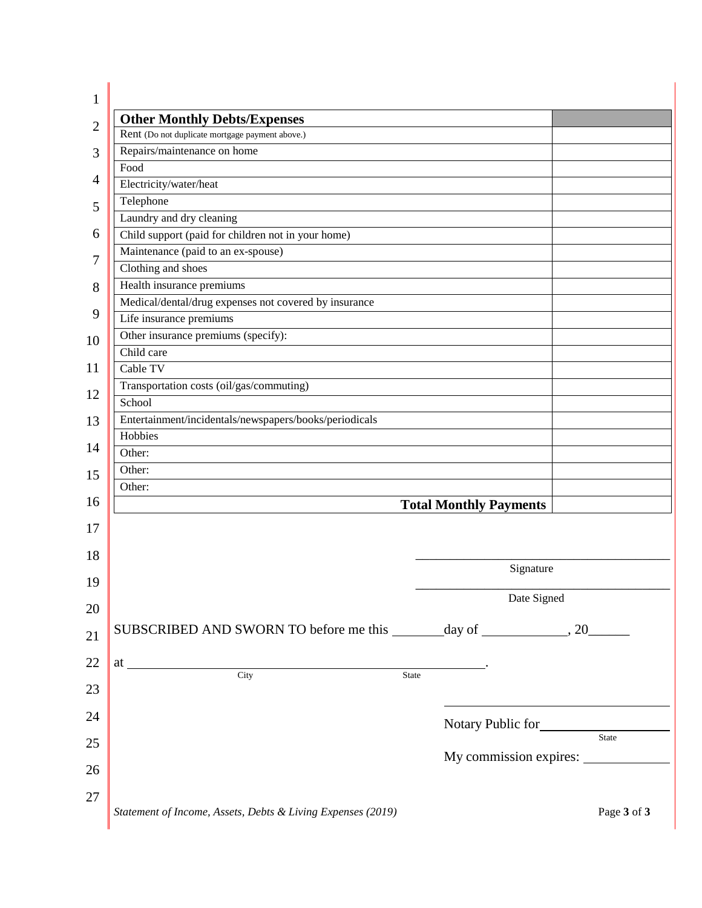| Other Monthly Debts/Expenses | |
|---|---|
| Rent (Do not duplicate mortgage payment above.) | |
| Repairs/maintenance on home | |
| Food | |
| Electricity/water/heat | |
| Telephone | |
| Laundry and dry cleaning | |
| Child support (paid for children not in your home) | |
| Maintenance (paid to an ex-spouse) | |
| Clothing and shoes | |
| Health insurance premiums | |
| Medical/dental/drug expenses not covered by insurance | |
| Life insurance premiums | |
| Other insurance premiums (specify): | |
| Child care | |
| Cable TV | |
| Transportation costs (oil/gas/commuting) | |
| School | |
| Entertainment/incidentals/newspapers/books/periodicals | |
| Hobbies | |
| Other: | |
| Other: | |
| Other: | |
| **Total Monthly Payments** | |

\_\_\_\_\_\_\_\_\_\_\_\_\_\_\_\_\_\_\_\_\_\_\_\_\_\_\_\_\_\_\_\_\_\_\_\_\_\_\_\_
Signature

\_\_\_\_\_\_\_\_\_\_\_\_\_\_\_\_\_\_\_\_\_\_\_\_\_\_\_\_\_\_\_\_\_\_\_\_\_\_\_\_
Date Signed

SUBSCRIBED AND SWORN TO before me this \_\_\_\_\_\_\_\_day of \_\_\_\_\_\_\_\_\_\_\_\_\_, 20\_\_\_\_\_\_

at \_\_\_\_\_\_\_\_\_\_\_\_\_\_\_\_\_\_\_\_\_\_\_\_\_\_\_\_\_\_\_\_\_\_\_\_\_\_\_\_\_\_\_\_\_\_\_\_\_\_\_\_\_\_\_\_.
City State

\_\_\_\_\_\_\_\_\_\_\_\_\_\_\_\_\_\_\_\_\_\_\_\_\_\_\_\_\_\_\_\_\_\_\_\_

Notary Public for\_\_\_\_\_\_\_\_\_\_\_\_\_\_\_\_\_\_\_\_
State

My commission expires: \_\_\_\_\_\_\_\_\_\_\_\_\_

*Statement of Income, Assets, Debts & Living Expenses (2019)*